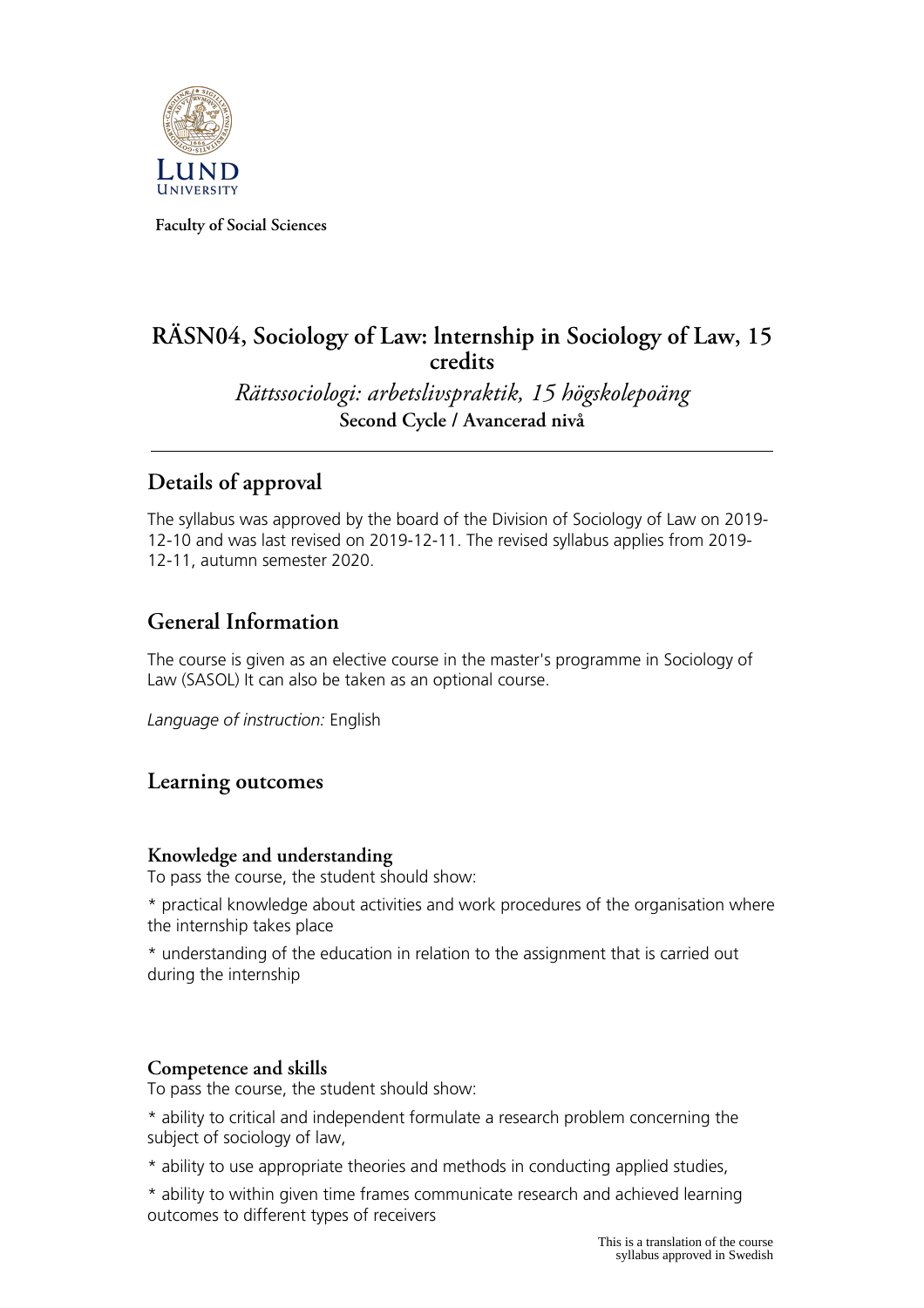**Faculty of Social Sciences**

# RÄSN04, Sociology of Law: lnternship in Sociology of Law, 15 credits

*Rättssociologi: arbetslivspraktik, 15 högskolepoäng*

**Second Cycle / Avancerad nivå**

## Details of approval

The syllabus was approved by the board of the Division of Sociology of Law on 2019-12-10 and was last revised on 2019-12-11. The revised syllabus applies from 2019-12-11, autumn semester 2020.

## General Information

The course is given as an elective course in the master's programme in Sociology of Law (SASOL) It can also be taken as an optional course.

*Language of instruction:* English

## Learning outcomes

### Knowledge and understanding

To pass the course, the student should show:

* practical knowledge about activities and work procedures of the organisation where the internship takes place

* understanding of the education in relation to the assignment that is carried out during the internship

### Competence and skills

To pass the course, the student should show:

* ability to critical and independent formulate a research problem concerning the subject of sociology of law,

* ability to use appropriate theories and methods in conducting applied studies,

* ability to within given time frames communicate research and achieved learning outcomes to different types of receivers

This is a translation of the course syllabus approved in Swedish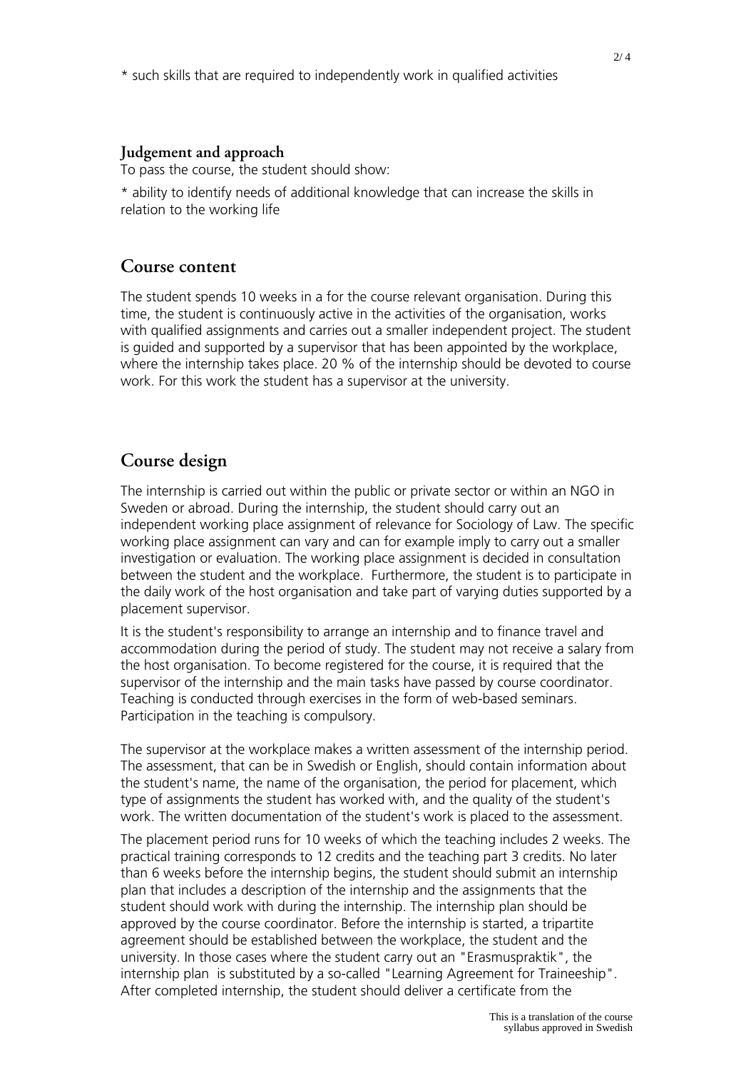* such skills that are required to independently work in qualified activities

### Judgement and approach

To pass the course, the student should show:

* ability to identify needs of additional knowledge that can increase the skills in relation to the working life

## Course content

The student spends 10 weeks in a for the course relevant organisation. During this time, the student is continuously active in the activities of the organisation, works with qualified assignments and carries out a smaller independent project. The student is guided and supported by a supervisor that has been appointed by the workplace, where the internship takes place. 20 % of the internship should be devoted to course work. For this work the student has a supervisor at the university.

## Course design

The internship is carried out within the public or private sector or within an NGO in Sweden or abroad. During the internship, the student should carry out an independent working place assignment of relevance for Sociology of Law. The specific working place assignment can vary and can for example imply to carry out a smaller investigation or evaluation. The working place assignment is decided in consultation between the student and the workplace. Furthermore, the student is to participate in the daily work of the host organisation and take part of varying duties supported by a placement supervisor.

It is the student's responsibility to arrange an internship and to finance travel and accommodation during the period of study. The student may not receive a salary from the host organisation. To become registered for the course, it is required that the supervisor of the internship and the main tasks have passed by course coordinator. Teaching is conducted through exercises in the form of web-based seminars. Participation in the teaching is compulsory.

The supervisor at the workplace makes a written assessment of the internship period. The assessment, that can be in Swedish or English, should contain information about the student's name, the name of the organisation, the period for placement, which type of assignments the student has worked with, and the quality of the student's work. The written documentation of the student's work is placed to the assessment.

The placement period runs for 10 weeks of which the teaching includes 2 weeks. The practical training corresponds to 12 credits and the teaching part 3 credits. No later than 6 weeks before the internship begins, the student should submit an internship plan that includes a description of the internship and the assignments that the student should work with during the internship. The internship plan should be approved by the course coordinator. Before the internship is started, a tripartite agreement should be established between the workplace, the student and the university. In those cases where the student carry out an "Erasmuspraktik", the internship plan is substituted by a so-called "Learning Agreement for Traineeship". After completed internship, the student should deliver a certificate from the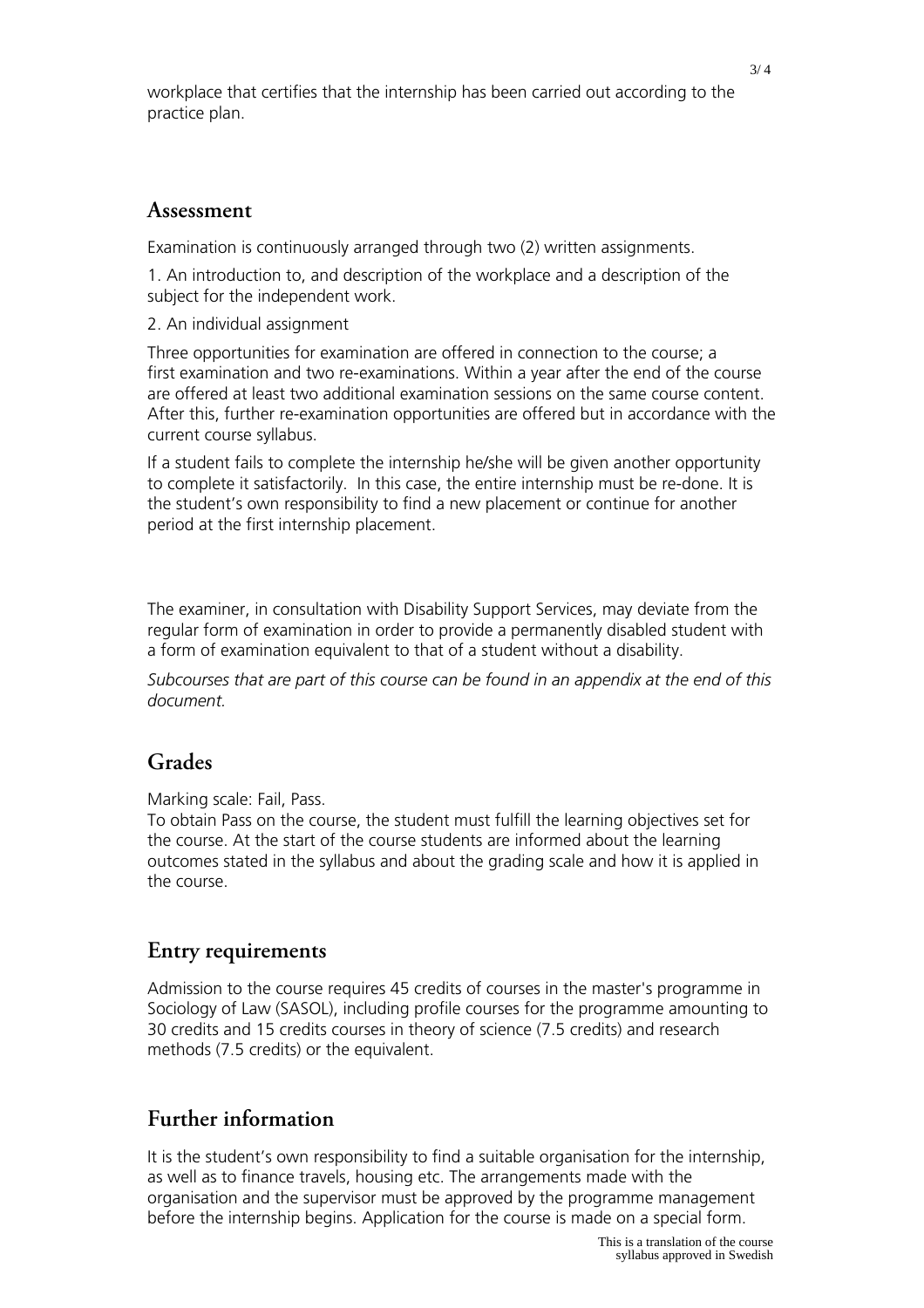workplace that certifies that the internship has been carried out according to the practice plan.

## Assessment

Examination is continuously arranged through two (2) written assignments.

1. An introduction to, and description of the workplace and a description of the subject for the independent work.

2. An individual assignment

Three opportunities for examination are offered in connection to the course; a first examination and two re-examinations. Within a year after the end of the course are offered at least two additional examination sessions on the same course content. After this, further re-examination opportunities are offered but in accordance with the current course syllabus.

If a student fails to complete the internship he/she will be given another opportunity to complete it satisfactorily. In this case, the entire internship must be re-done. It is the student's own responsibility to find a new placement or continue for another period at the first internship placement.

The examiner, in consultation with Disability Support Services, may deviate from the regular form of examination in order to provide a permanently disabled student with a form of examination equivalent to that of a student without a disability.

*Subcourses that are part of this course can be found in an appendix at the end of this document.*

## Grades

Marking scale: Fail, Pass.
To obtain Pass on the course, the student must fulfill the learning objectives set for the course. At the start of the course students are informed about the learning outcomes stated in the syllabus and about the grading scale and how it is applied in the course.

## Entry requirements

Admission to the course requires 45 credits of courses in the master's programme in Sociology of Law (SASOL), including profile courses for the programme amounting to 30 credits and 15 credits courses in theory of science (7.5 credits) and research methods (7.5 credits) or the equivalent.

## Further information

It is the student's own responsibility to find a suitable organisation for the internship, as well as to finance travels, housing etc. The arrangements made with the organisation and the supervisor must be approved by the programme management before the internship begins. Application for the course is made on a special form.

This is a translation of the course syllabus approved in Swedish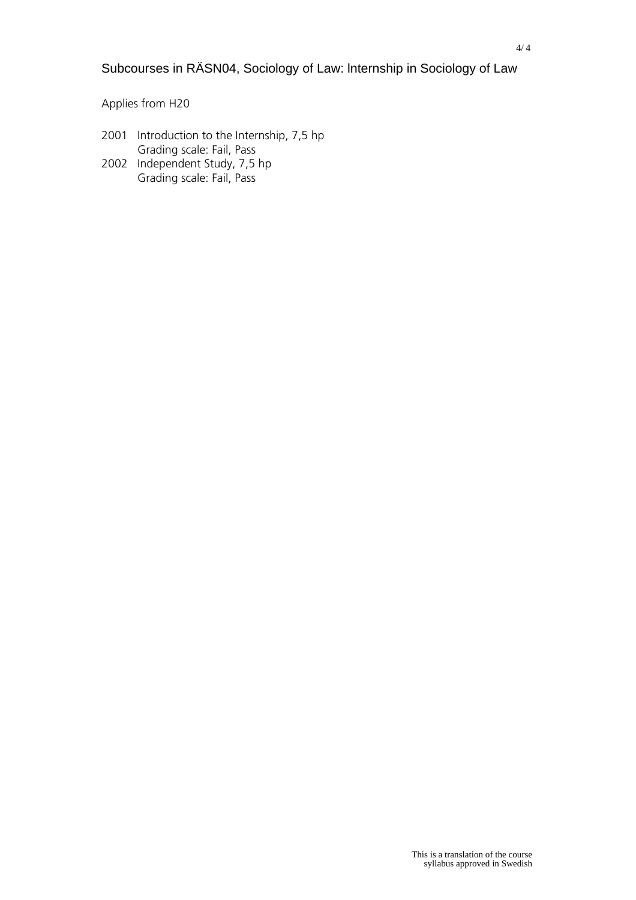## Subcourses in RÄSN04, Sociology of Law: Internship in Sociology of Law

Applies from H20

2001 Introduction to the Internship, 7,5 hp
Grading scale: Fail, Pass

2002 Independent Study, 7,5 hp
Grading scale: Fail, Pass

This is a translation of the course syllabus approved in Swedish